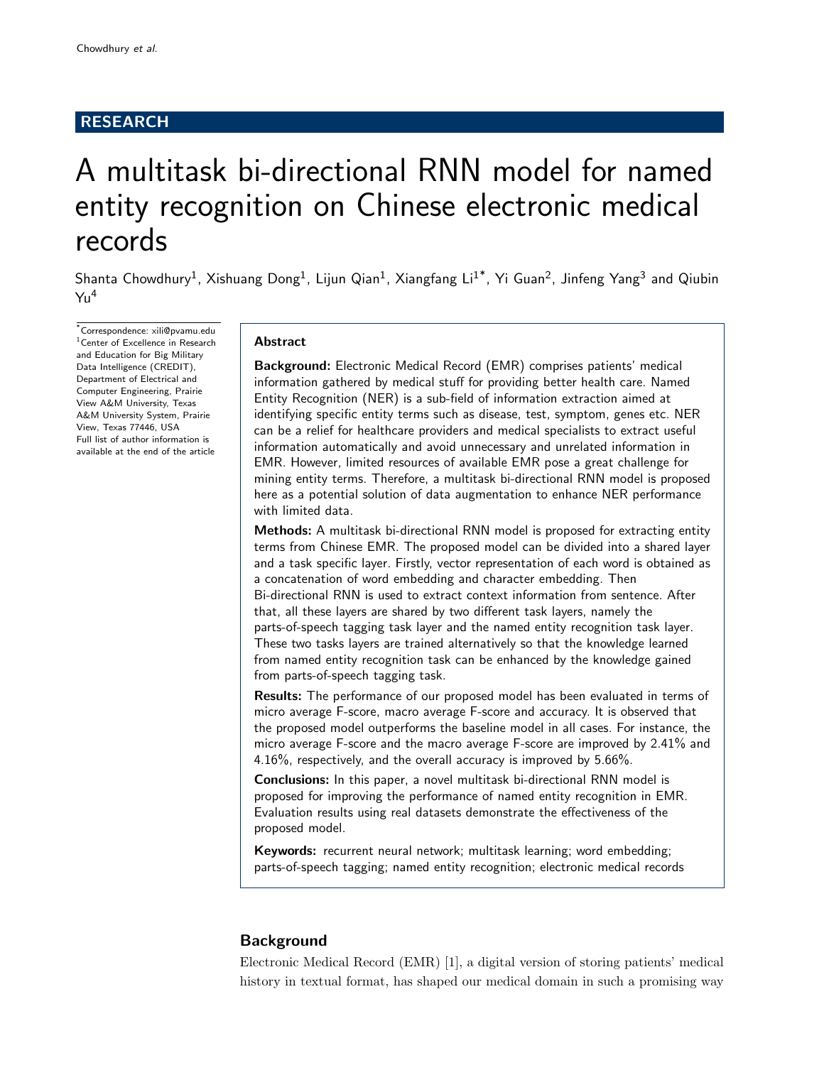RESEARCH

# A multitask bi-directional RNN model for named entity recognition on Chinese electronic medical records

Shanta Chowdhury[1], Xishuang Dong[1], Lijun Qian[1], Xiangfang Li[1*], Yi Guan[2], Jinfeng Yang[3] and Qiubin Yu[4]

*Correspondence: xili@pvamu.edu
[1]Center of Excellence in Research and Education for Big Military Data Intelligence (CREDIT), Department of Electrical and Computer Engineering, Prairie View A&M University, Texas A&M University System, Prairie View, Texas 77446, USA
Full list of author information is available at the end of the article

## Abstract

**Background:** Electronic Medical Record (EMR) comprises patients' medical information gathered by medical stuff for providing better health care. Named Entity Recognition (NER) is a sub-field of information extraction aimed at identifying specific entity terms such as disease, test, symptom, genes etc. NER can be a relief for healthcare providers and medical specialists to extract useful information automatically and avoid unnecessary and unrelated information in EMR. However, limited resources of available EMR pose a great challenge for mining entity terms. Therefore, a multitask bi-directional RNN model is proposed here as a potential solution of data augmentation to enhance NER performance with limited data.

**Methods:** A multitask bi-directional RNN model is proposed for extracting entity terms from Chinese EMR. The proposed model can be divided into a shared layer and a task specific layer. Firstly, vector representation of each word is obtained as a concatenation of word embedding and character embedding. Then Bi-directional RNN is used to extract context information from sentence. After that, all these layers are shared by two different task layers, namely the parts-of-speech tagging task layer and the named entity recognition task layer. These two tasks layers are trained alternatively so that the knowledge learned from named entity recognition task can be enhanced by the knowledge gained from parts-of-speech tagging task.

**Results:** The performance of our proposed model has been evaluated in terms of micro average F-score, macro average F-score and accuracy. It is observed that the proposed model outperforms the baseline model in all cases. For instance, the micro average F-score and the macro average F-score are improved by 2.41% and 4.16%, respectively, and the overall accuracy is improved by 5.66%.

**Conclusions:** In this paper, a novel multitask bi-directional RNN model is proposed for improving the performance of named entity recognition in EMR. Evaluation results using real datasets demonstrate the effectiveness of the proposed model.

**Keywords:** recurrent neural network; multitask learning; word embedding; parts-of-speech tagging; named entity recognition; electronic medical records

## Background

Electronic Medical Record (EMR) [1], a digital version of storing patients' medical history in textual format, has shaped our medical domain in such a promising way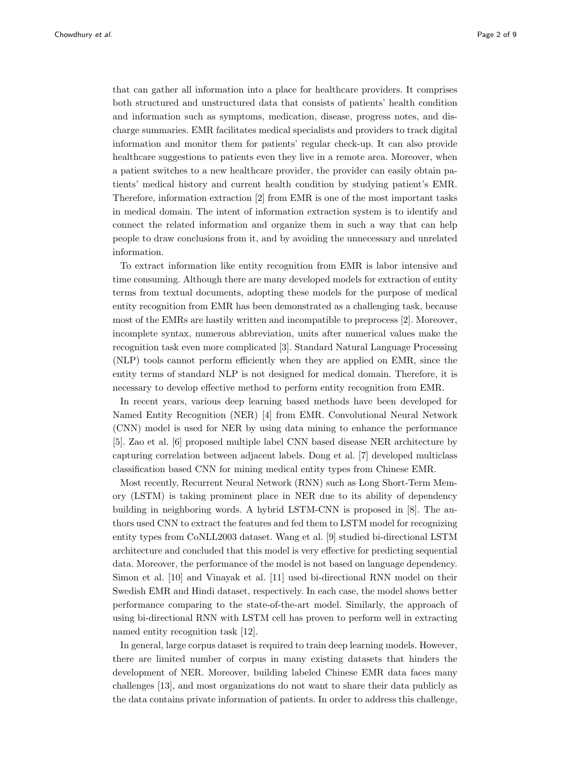that can gather all information into a place for healthcare providers. It comprises both structured and unstructured data that consists of patients' health condition and information such as symptoms, medication, disease, progress notes, and discharge summaries. EMR facilitates medical specialists and providers to track digital information and monitor them for patients' regular check-up. It can also provide healthcare suggestions to patients even they live in a remote area. Moreover, when a patient switches to a new healthcare provider, the provider can easily obtain patients' medical history and current health condition by studying patient's EMR. Therefore, information extraction [2] from EMR is one of the most important tasks in medical domain. The intent of information extraction system is to identify and connect the related information and organize them in such a way that can help people to draw conclusions from it, and by avoiding the unnecessary and unrelated information.

To extract information like entity recognition from EMR is labor intensive and time consuming. Although there are many developed models for extraction of entity terms from textual documents, adopting these models for the purpose of medical entity recognition from EMR has been demonstrated as a challenging task, because most of the EMRs are hastily written and incompatible to preprocess [2]. Moreover, incomplete syntax, numerous abbreviation, units after numerical values make the recognition task even more complicated [3]. Standard Natural Language Processing (NLP) tools cannot perform efficiently when they are applied on EMR, since the entity terms of standard NLP is not designed for medical domain. Therefore, it is necessary to develop effective method to perform entity recognition from EMR.

In recent years, various deep learning based methods have been developed for Named Entity Recognition (NER) [4] from EMR. Convolutional Neural Network (CNN) model is used for NER by using data mining to enhance the performance [5]. Zao et al. [6] proposed multiple label CNN based disease NER architecture by capturing correlation between adjacent labels. Dong et al. [7] developed multiclass classification based CNN for mining medical entity types from Chinese EMR.

Most recently, Recurrent Neural Network (RNN) such as Long Short-Term Memory (LSTM) is taking prominent place in NER due to its ability of dependency building in neighboring words. A hybrid LSTM-CNN is proposed in [8]. The authors used CNN to extract the features and fed them to LSTM model for recognizing entity types from CoNLL2003 dataset. Wang et al. [9] studied bi-directional LSTM architecture and concluded that this model is very effective for predicting sequential data. Moreover, the performance of the model is not based on language dependency. Simon et al. [10] and Vinayak et al. [11] used bi-directional RNN model on their Swedish EMR and Hindi dataset, respectively. In each case, the model shows better performance comparing to the state-of-the-art model. Similarly, the approach of using bi-directional RNN with LSTM cell has proven to perform well in extracting named entity recognition task [12].

In general, large corpus dataset is required to train deep learning models. However, there are limited number of corpus in many existing datasets that hinders the development of NER. Moreover, building labeled Chinese EMR data faces many challenges [13], and most organizations do not want to share their data publicly as the data contains private information of patients. In order to address this challenge,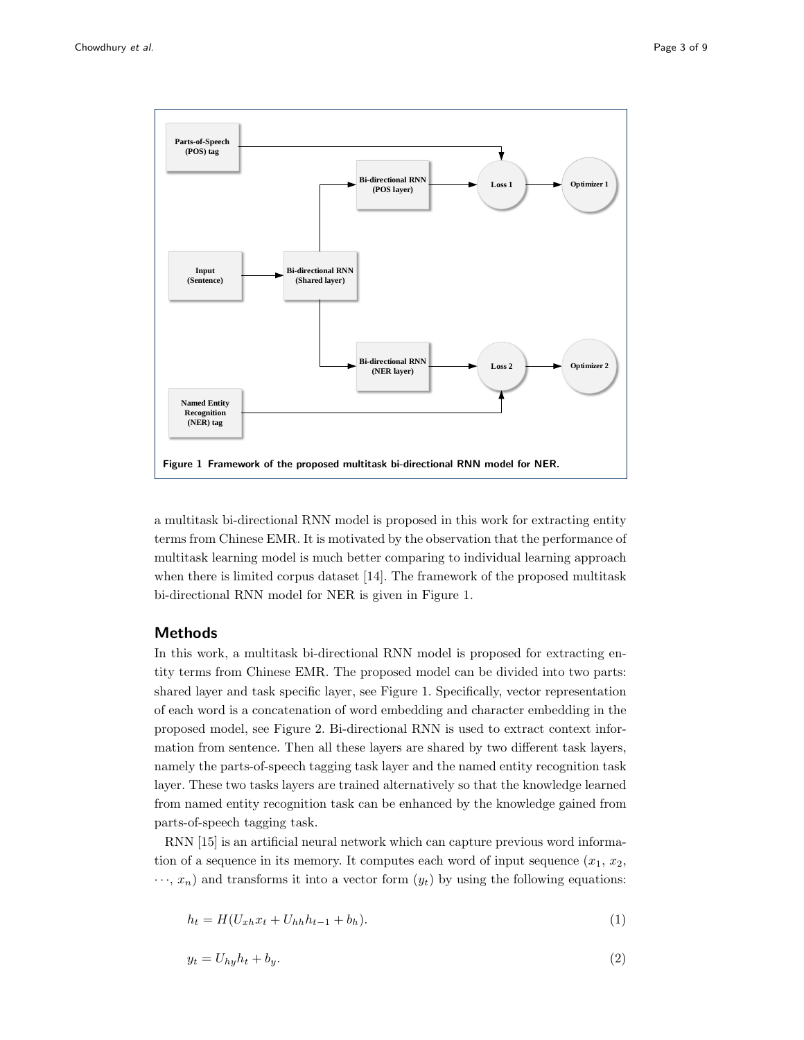**Figure 1 Framework of the proposed multitask bi-directional RNN model for NER.**

a multitask bi-directional RNN model is proposed in this work for extracting entity terms from Chinese EMR. It is motivated by the observation that the performance of multitask learning model is much better comparing to individual learning approach when there is limited corpus dataset [14]. The framework of the proposed multitask bi-directional RNN model for NER is given in Figure 1.

## Methods

In this work, a multitask bi-directional RNN model is proposed for extracting entity terms from Chinese EMR. The proposed model can be divided into two parts: shared layer and task specific layer, see Figure 1. Specifically, vector representation of each word is a concatenation of word embedding and character embedding in the proposed model, see Figure 2. Bi-directional RNN is used to extract context information from sentence. Then all these layers are shared by two different task layers, namely the parts-of-speech tagging task layer and the named entity recognition task layer. These two tasks layers are trained alternatively so that the knowledge learned from named entity recognition task can be enhanced by the knowledge gained from parts-of-speech tagging task.

RNN [15] is an artificial neural network which can capture previous word information of a sequence in its memory. It computes each word of input sequence ($x_1$, $x_2$, $\cdots$, $x_n$) and transforms it into a vector form ($y_t$) by using the following equations:

$$h_t = H(U_{xh}x_t + U_{hh}h_{t-1} + b_h). \tag{1}$$

$$y_t = U_{hy}h_t + b_y. \tag{2}$$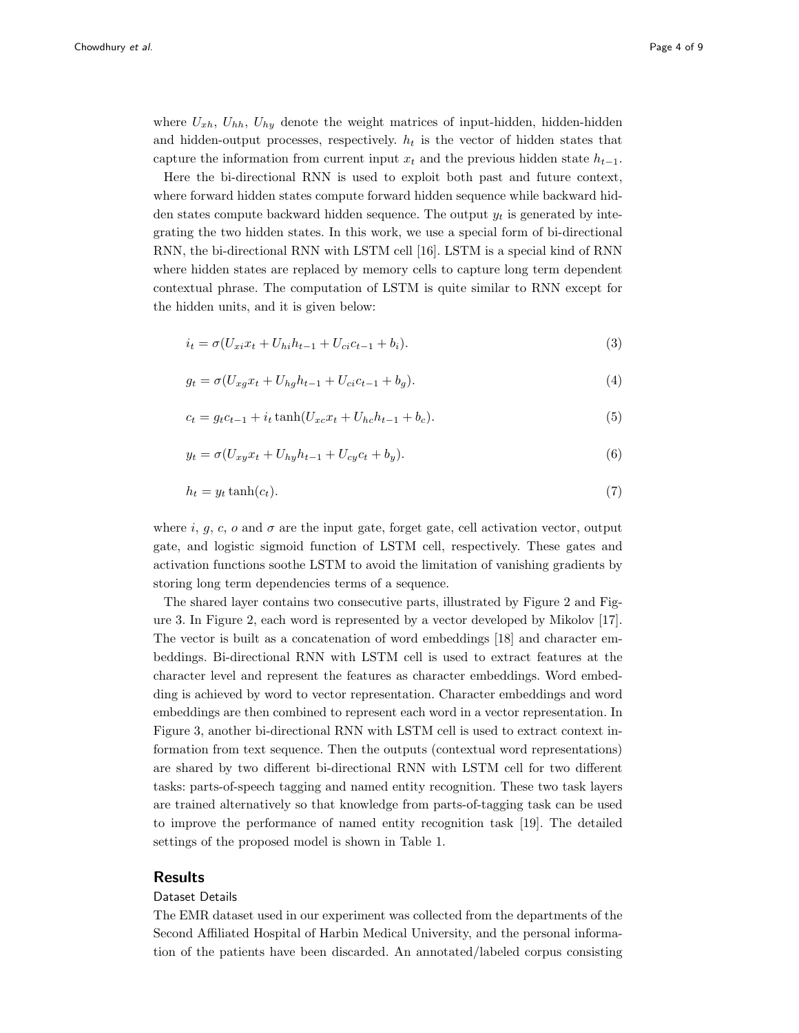where $U_{xh}$, $U_{hh}$, $U_{hy}$ denote the weight matrices of input-hidden, hidden-hidden and hidden-output processes, respectively. $h_t$ is the vector of hidden states that capture the information from current input $x_t$ and the previous hidden state $h_{t-1}$.

Here the bi-directional RNN is used to exploit both past and future context, where forward hidden states compute forward hidden sequence while backward hidden states compute backward hidden sequence. The output $y_t$ is generated by integrating the two hidden states. In this work, we use a special form of bi-directional RNN, the bi-directional RNN with LSTM cell [16]. LSTM is a special kind of RNN where hidden states are replaced by memory cells to capture long term dependent contextual phrase. The computation of LSTM is quite similar to RNN except for the hidden units, and it is given below:

$$i_t = \sigma(U_{xi}x_t + U_{hi}h_{t-1} + U_{ci}c_{t-1} + b_i). \tag{3}$$

$$g_t = \sigma(U_{xg}x_t + U_{hg}h_{t-1} + U_{ci}c_{t-1} + b_g). \tag{4}$$

$$c_t = g_t c_{t-1} + i_t \tanh(U_{xc}x_t + U_{hc}h_{t-1} + b_c). \tag{5}$$

$$y_t = \sigma(U_{xy}x_t + U_{hy}h_{t-1} + U_{cy}c_t + b_y). \tag{6}$$

$$h_t = y_t \tanh(c_t). \tag{7}$$

where $i$, $g$, $c$, $o$ and $\sigma$ are the input gate, forget gate, cell activation vector, output gate, and logistic sigmoid function of LSTM cell, respectively. These gates and activation functions soothe LSTM to avoid the limitation of vanishing gradients by storing long term dependencies terms of a sequence.

The shared layer contains two consecutive parts, illustrated by Figure 2 and Figure 3. In Figure 2, each word is represented by a vector developed by Mikolov [17]. The vector is built as a concatenation of word embeddings [18] and character embeddings. Bi-directional RNN with LSTM cell is used to extract features at the character level and represent the features as character embeddings. Word embedding is achieved by word to vector representation. Character embeddings and word embeddings are then combined to represent each word in a vector representation. In Figure 3, another bi-directional RNN with LSTM cell is used to extract context information from text sequence. Then the outputs (contextual word representations) are shared by two different bi-directional RNN with LSTM cell for two different tasks: parts-of-speech tagging and named entity recognition. These two task layers are trained alternatively so that knowledge from parts-of-tagging task can be used to improve the performance of named entity recognition task [19]. The detailed settings of the proposed model is shown in Table 1.

## Results

### Dataset Details

The EMR dataset used in our experiment was collected from the departments of the Second Affiliated Hospital of Harbin Medical University, and the personal information of the patients have been discarded. An annotated/labeled corpus consisting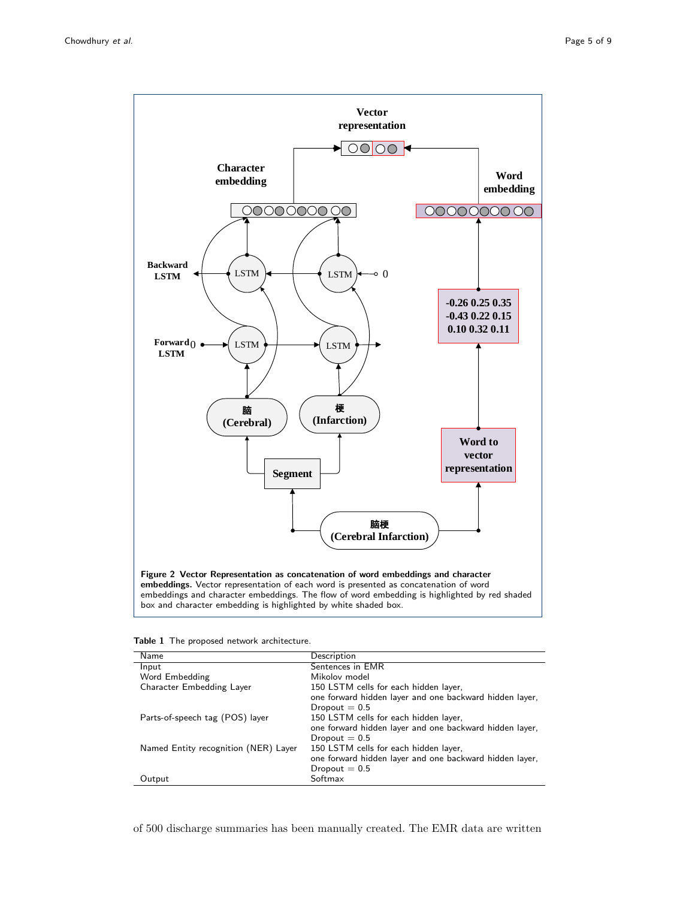**Figure 2 Vector Representation as concatenation of word embeddings and character embeddings.** Vector representation of each word is presented as concatenation of word embeddings and character embeddings. The flow of word embedding is highlighted by red shaded box and character embedding is highlighted by white shaded box.

**Table 1** The proposed network architecture.

| Name | Description |
|---|---|
| Input | Sentences in EMR |
| Word Embedding | Mikolov model |
| Character Embedding Layer | 150 LSTM cells for each hidden layer, one forward hidden layer and one backward hidden layer, Dropout = 0.5 |
| Parts-of-speech tag (POS) layer | 150 LSTM cells for each hidden layer, one forward hidden layer and one backward hidden layer, Dropout = 0.5 |
| Named Entity recognition (NER) Layer | 150 LSTM cells for each hidden layer, one forward hidden layer and one backward hidden layer, Dropout = 0.5 |
| Output | Softmax |

of 500 discharge summaries has been manually created. The EMR data are written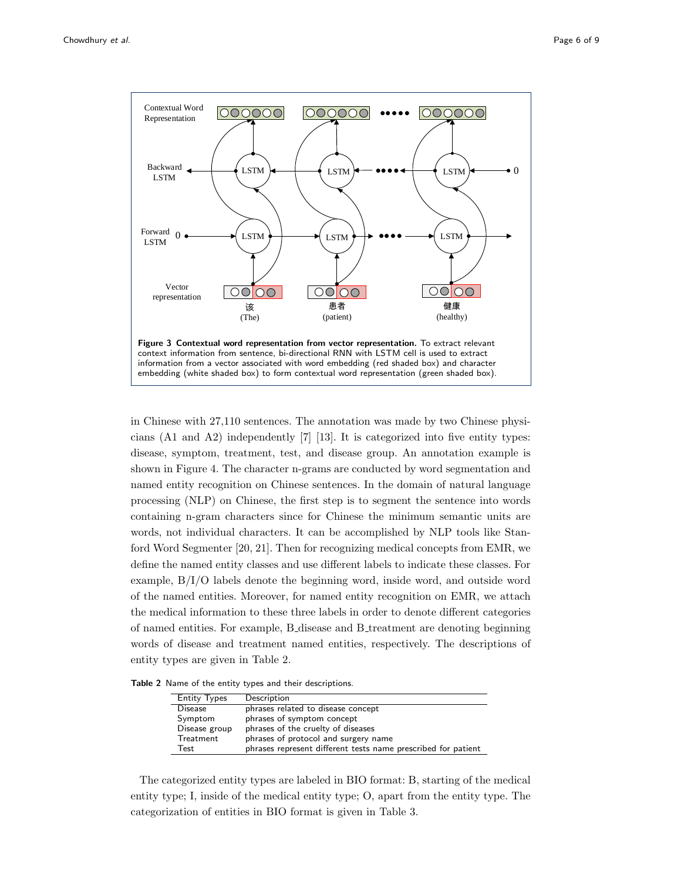**Figure 3 Contextual word representation from vector representation.** To extract relevant context information from sentence, bi-directional RNN with LSTM cell is used to extract information from a vector associated with word embedding (red shaded box) and character embedding (white shaded box) to form contextual word representation (green shaded box).

in Chinese with 27,110 sentences. The annotation was made by two Chinese physicians (A1 and A2) independently [7] [13]. It is categorized into five entity types: disease, symptom, treatment, test, and disease group. An annotation example is shown in Figure 4. The character n-grams are conducted by word segmentation and named entity recognition on Chinese sentences. In the domain of natural language processing (NLP) on Chinese, the first step is to segment the sentence into words containing n-gram characters since for Chinese the minimum semantic units are words, not individual characters. It can be accomplished by NLP tools like Stanford Word Segmenter [20, 21]. Then for recognizing medical concepts from EMR, we define the named entity classes and use different labels to indicate these classes. For example, B/I/O labels denote the beginning word, inside word, and outside word of the named entities. Moreover, for named entity recognition on EMR, we attach the medical information to these three labels in order to denote different categories of named entities. For example, B_disease and B_treatment are denoting beginning words of disease and treatment named entities, respectively. The descriptions of entity types are given in Table 2.

**Table 2** Name of the entity types and their descriptions.

| Entity Types | Description |
| --- | --- |
| Disease | phrases related to disease concept |
| Symptom | phrases of symptom concept |
| Disease group | phrases of the cruelty of diseases |
| Treatment | phrases of protocol and surgery name |
| Test | phrases represent different tests name prescribed for patient |

The categorized entity types are labeled in BIO format: B, starting of the medical entity type; I, inside of the medical entity type; O, apart from the entity type. The categorization of entities in BIO format is given in Table 3.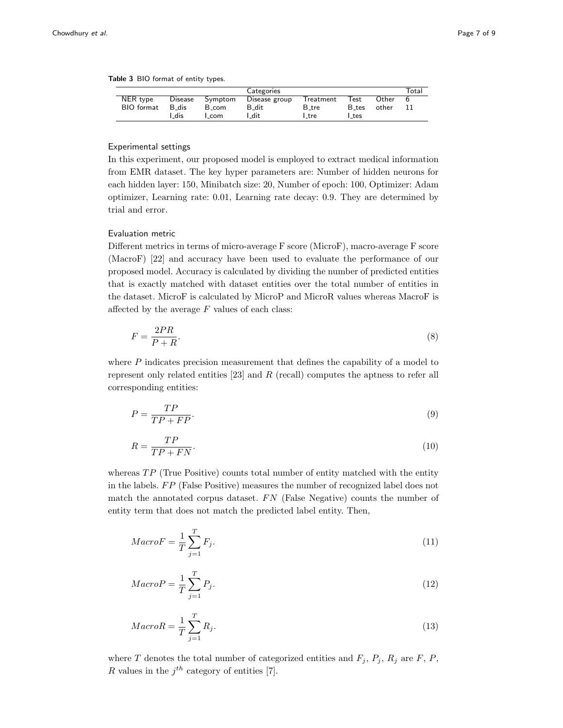**Table 3** BIO format of entity types.

| | Categories | | | | | | Total |
|---|---|---|---|---|---|---|---|
| NER type | Disease | Symptom | Disease group | Treatment | Test | Other | 6 |
| BIO format | B_dis | B_com | B_dit | B_tre | B_tes | other | 11 |
| | I_dis | I_com | I_dit | I_tre | I_tes | | |

### Experimental settings

In this experiment, our proposed model is employed to extract medical information from EMR dataset. The key hyper parameters are: Number of hidden neurons for each hidden layer: 150, Minibatch size: 20, Number of epoch: 100, Optimizer: Adam optimizer, Learning rate: 0.01, Learning rate decay: 0.9. They are determined by trial and error.

### Evaluation metric

Different metrics in terms of micro-average F score (MicroF), macro-average F score (MacroF) [22] and accuracy have been used to evaluate the performance of our proposed model. Accuracy is calculated by dividing the number of predicted entities that is exactly matched with dataset entities over the total number of entities in the dataset. MicroF is calculated by MicroP and MicroR values whereas MacroF is affected by the average $F$ values of each class:

$$F = \frac{2PR}{P+R}. \tag{8}$$

where $P$ indicates precision measurement that defines the capability of a model to represent only related entities [23] and $R$ (recall) computes the aptness to refer all corresponding entities:

$$P = \frac{TP}{TP+FP}. \tag{9}$$

$$R = \frac{TP}{TP+FN}. \tag{10}$$

whereas $TP$ (True Positive) counts total number of entity matched with the entity in the labels. $FP$ (False Positive) measures the number of recognized label does not match the annotated corpus dataset. $FN$ (False Negative) counts the number of entity term that does not match the predicted label entity. Then,

$$MacroF = \frac{1}{T}\sum_{j=1}^{T} F_j. \tag{11}$$

$$MacroP = \frac{1}{T}\sum_{j=1}^{T} P_j. \tag{12}$$

$$MacroR = \frac{1}{T}\sum_{j=1}^{T} R_j. \tag{13}$$

where $T$ denotes the total number of categorized entities and $F_j$, $P_j$, $R_j$ are $F$, $P$, $R$ values in the $j^{th}$ category of entities [7].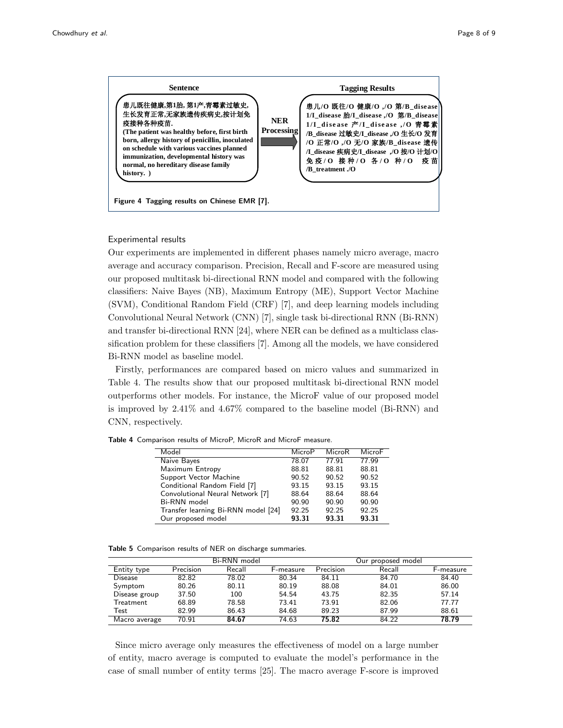**Sentence**

患儿既往健康,第1胎, 第1产,青霉素过敏史,生长发育正常,无家族遗传疾病史,按计划免疫接种各种疫苗.
(The patient was healthy before, first birth born, allergy history of penicillin, inoculated on schedule with various vaccines planned immunization, developmental history was normal, no hereditary disease family history. )

**NER Processing**

**Tagging Results**

患儿/O 既往/O 健康/O ,/O 第/B_disease 1/I_disease 胎/I_disease ,/O 第/B_disease 1/I_disease 产/I_disease ,/O 青霉素/B_disease 过敏史/I_disease ,/O 生长/O 发育/O 正常/O ,/O 无/O 家族/B_disease 遗传/I_disease 疾病史/I_disease ,/O 按/O 计划/O 免疫/O 接种/O 各/O 种/O 疫苗/B_treatment ./O

**Figure 4 Tagging results on Chinese EMR [7].**

### Experimental results

Our experiments are implemented in different phases namely micro average, macro average and accuracy comparison. Precision, Recall and F-score are measured using our proposed multitask bi-directional RNN model and compared with the following classifiers: Naive Bayes (NB), Maximum Entropy (ME), Support Vector Machine (SVM), Conditional Random Field (CRF) [7], and deep learning models including Convolutional Neural Network (CNN) [7], single task bi-directional RNN (Bi-RNN) and transfer bi-directional RNN [24], where NER can be defined as a multiclass classification problem for these classifiers [7]. Among all the models, we have considered Bi-RNN model as baseline model.

Firstly, performances are compared based on micro values and summarized in Table 4. The results show that our proposed multitask bi-directional RNN model outperforms other models. For instance, the MicroF value of our proposed model is improved by 2.41% and 4.67% compared to the baseline model (Bi-RNN) and CNN, respectively.

**Table 4** Comparison results of MicroP, MicroR and MicroF measure.

| Model | MicroP | MicroR | MicroF |
|---|---|---|---|
| Naive Bayes | 78.07 | 77.91 | 77.99 |
| Maximum Entropy | 88.81 | 88.81 | 88.81 |
| Support Vector Machine | 90.52 | 90.52 | 90.52 |
| Conditional Random Field [7] | 93.15 | 93.15 | 93.15 |
| Convolutional Neural Network [7] | 88.64 | 88.64 | 88.64 |
| Bi-RNN model | 90.90 | 90.90 | 90.90 |
| Transfer learning Bi-RNN model [24] | 92.25 | 92.25 | 92.25 |
| Our proposed model | **93.31** | **93.31** | **93.31** |

**Table 5** Comparison results of NER on discharge summaries.

| | Bi-RNN model | | | Our proposed model | | |
|---|---|---|---|---|---|---|
| Entity type | Precision | Recall | F-measure | Precision | Recall | F-measure |
| Disease | 82.82 | 78.02 | 80.34 | 84.11 | 84.70 | 84.40 |
| Symptom | 80.26 | 80.11 | 80.19 | 88.08 | 84.01 | 86.00 |
| Disease group | 37.50 | 100 | 54.54 | 43.75 | 82.35 | 57.14 |
| Treatment | 68.89 | 78.58 | 73.41 | 73.91 | 82.06 | 77.77 |
| Test | 82.99 | 86.43 | 84.68 | 89.23 | 87.99 | 88.61 |
| Macro average | 70.91 | **84.67** | 74.63 | **75.82** | 84.22 | **78.79** |

Since micro average only measures the effectiveness of model on a large number of entity, macro average is computed to evaluate the model's performance in the case of small number of entity terms [25]. The macro average F-score is improved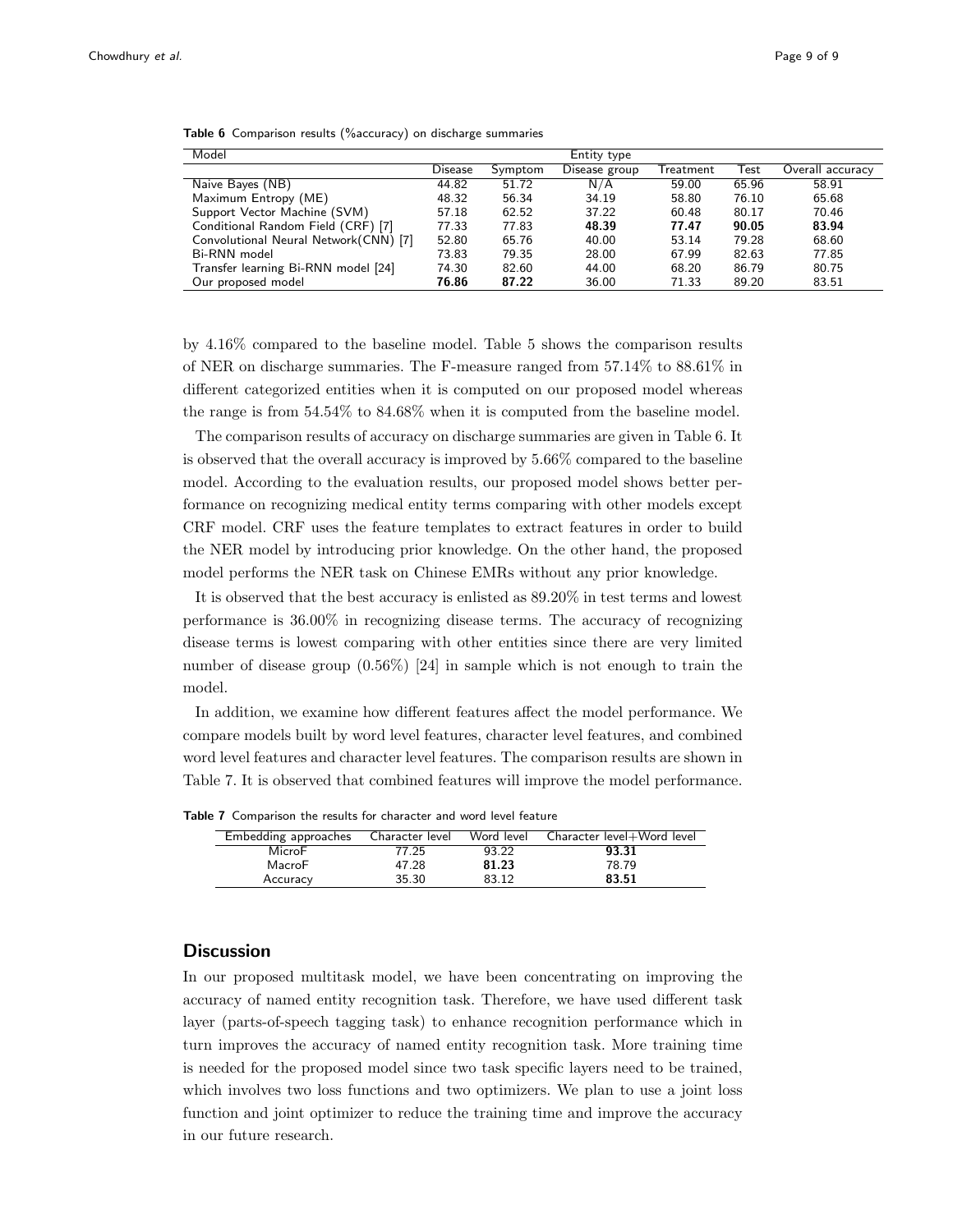**Table 6** Comparison results (%accuracy) on discharge summaries

| Model | Entity type | | | | | |
|---|---|---|---|---|---|---|
| | Disease | Symptom | Disease group | Treatment | Test | Overall accuracy |
| Naive Bayes (NB) | 44.82 | 51.72 | N/A | 59.00 | 65.96 | 58.91 |
| Maximum Entropy (ME) | 48.32 | 56.34 | 34.19 | 58.80 | 76.10 | 65.68 |
| Support Vector Machine (SVM) | 57.18 | 62.52 | 37.22 | 60.48 | 80.17 | 70.46 |
| Conditional Random Field (CRF) [7] | 77.33 | 77.83 | **48.39** | **77.47** | **90.05** | **83.94** |
| Convolutional Neural Network(CNN) [7] | 52.80 | 65.76 | 40.00 | 53.14 | 79.28 | 68.60 |
| Bi-RNN model | 73.83 | 79.35 | 28.00 | 67.99 | 82.63 | 77.85 |
| Transfer learning Bi-RNN model [24] | 74.30 | 82.60 | 44.00 | 68.20 | 86.79 | 80.75 |
| Our proposed model | **76.86** | **87.22** | 36.00 | 71.33 | 89.20 | 83.51 |

by 4.16% compared to the baseline model. Table 5 shows the comparison results of NER on discharge summaries. The F-measure ranged from 57.14% to 88.61% in different categorized entities when it is computed on our proposed model whereas the range is from 54.54% to 84.68% when it is computed from the baseline model.

The comparison results of accuracy on discharge summaries are given in Table 6. It is observed that the overall accuracy is improved by 5.66% compared to the baseline model. According to the evaluation results, our proposed model shows better performance on recognizing medical entity terms comparing with other models except CRF model. CRF uses the feature templates to extract features in order to build the NER model by introducing prior knowledge. On the other hand, the proposed model performs the NER task on Chinese EMRs without any prior knowledge.

It is observed that the best accuracy is enlisted as 89.20% in test terms and lowest performance is 36.00% in recognizing disease terms. The accuracy of recognizing disease terms is lowest comparing with other entities since there are very limited number of disease group (0.56%) [24] in sample which is not enough to train the model.

In addition, we examine how different features affect the model performance. We compare models built by word level features, character level features, and combined word level features and character level features. The comparison results are shown in Table 7. It is observed that combined features will improve the model performance.

**Table 7** Comparison the results for character and word level feature

| Embedding approaches | Character level | Word level | Character level+Word level |
|---|---|---|---|
| MicroF | 77.25 | 93.22 | **93.31** |
| MacroF | 47.28 | **81.23** | 78.79 |
| Accuracy | 35.30 | 83.12 | **83.51** |

## Discussion

In our proposed multitask model, we have been concentrating on improving the accuracy of named entity recognition task. Therefore, we have used different task layer (parts-of-speech tagging task) to enhance recognition performance which in turn improves the accuracy of named entity recognition task. More training time is needed for the proposed model since two task specific layers need to be trained, which involves two loss functions and two optimizers. We plan to use a joint loss function and joint optimizer to reduce the training time and improve the accuracy in our future research.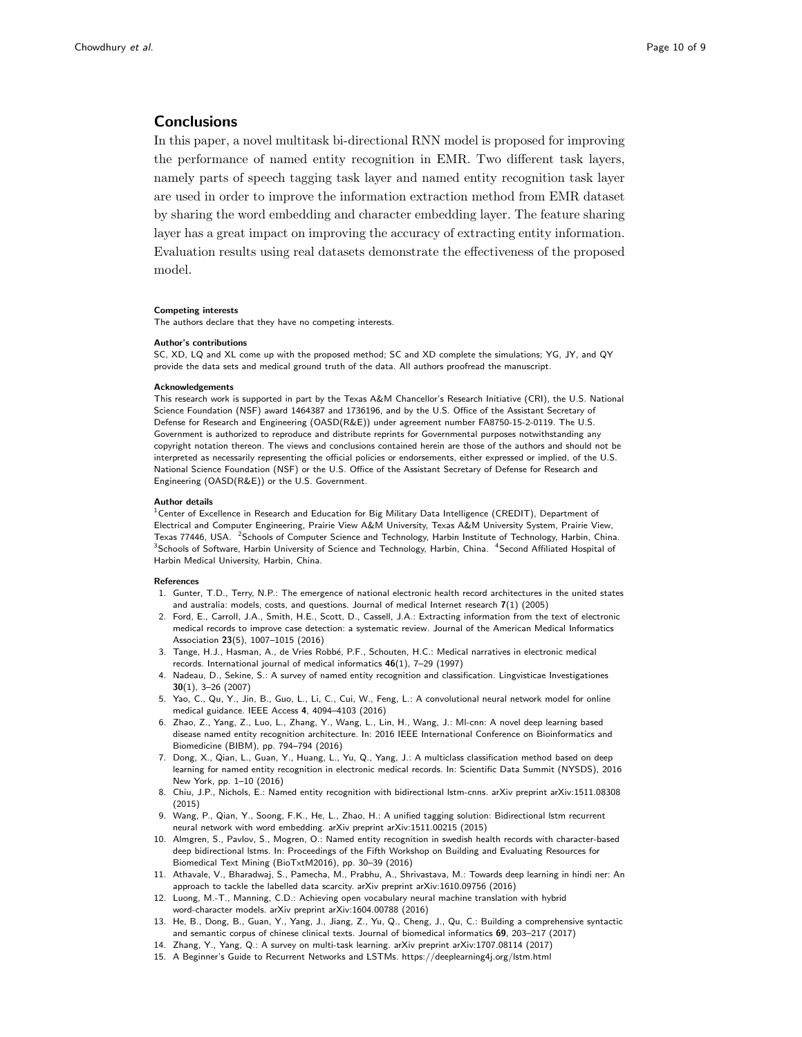## Conclusions

In this paper, a novel multitask bi-directional RNN model is proposed for improving the performance of named entity recognition in EMR. Two different task layers, namely parts of speech tagging task layer and named entity recognition task layer are used in order to improve the information extraction method from EMR dataset by sharing the word embedding and character embedding layer. The feature sharing layer has a great impact on improving the accuracy of extracting entity information. Evaluation results using real datasets demonstrate the effectiveness of the proposed model.

#### Competing interests

The authors declare that they have no competing interests.

#### Author's contributions

SC, XD, LQ and XL come up with the proposed method; SC and XD complete the simulations; YG, JY, and QY provide the data sets and medical ground truth of the data. All authors proofread the manuscript.

#### Acknowledgements

This research work is supported in part by the Texas A&M Chancellor's Research Initiative (CRI), the U.S. National Science Foundation (NSF) award 1464387 and 1736196, and by the U.S. Office of the Assistant Secretary of Defense for Research and Engineering (OASD(R&E)) under agreement number FA8750-15-2-0119. The U.S. Government is authorized to reproduce and distribute reprints for Governmental purposes notwithstanding any copyright notation thereon. The views and conclusions contained herein are those of the authors and should not be interpreted as necessarily representing the official policies or endorsements, either expressed or implied, of the U.S. National Science Foundation (NSF) or the U.S. Office of the Assistant Secretary of Defense for Research and Engineering (OASD(R&E)) or the U.S. Government.

#### Author details

[1]Center of Excellence in Research and Education for Big Military Data Intelligence (CREDIT), Department of Electrical and Computer Engineering, Prairie View A&M University, Texas A&M University System, Prairie View, Texas 77446, USA. [2]Schools of Computer Science and Technology, Harbin Institute of Technology, Harbin, China. [3]Schools of Software, Harbin University of Science and Technology, Harbin, China. [4]Second Affiliated Hospital of Harbin Medical University, Harbin, China.

#### References

1. Gunter, T.D., Terry, N.P.: The emergence of national electronic health record architectures in the united states and australia: models, costs, and questions. Journal of medical Internet research **7**(1) (2005)
2. Ford, E., Carroll, J.A., Smith, H.E., Scott, D., Cassell, J.A.: Extracting information from the text of electronic medical records to improve case detection: a systematic review. Journal of the American Medical Informatics Association **23**(5), 1007–1015 (2016)
3. Tange, H.J., Hasman, A., de Vries Robbé, P.F., Schouten, H.C.: Medical narratives in electronic medical records. International journal of medical informatics **46**(1), 7–29 (1997)
4. Nadeau, D., Sekine, S.: A survey of named entity recognition and classification. Lingvisticae Investigationes **30**(1), 3–26 (2007)
5. Yao, C., Qu, Y., Jin, B., Guo, L., Li, C., Cui, W., Feng, L.: A convolutional neural network model for online medical guidance. IEEE Access **4**, 4094–4103 (2016)
6. Zhao, Z., Yang, Z., Luo, L., Zhang, Y., Wang, L., Lin, H., Wang, J.: Ml-cnn: A novel deep learning based disease named entity recognition architecture. In: 2016 IEEE International Conference on Bioinformatics and Biomedicine (BIBM), pp. 794–794 (2016)
7. Dong, X., Qian, L., Guan, Y., Huang, L., Yu, Q., Yang, J.: A multiclass classification method based on deep learning for named entity recognition in electronic medical records. In: Scientific Data Summit (NYSDS), 2016 New York, pp. 1–10 (2016)
8. Chiu, J.P., Nichols, E.: Named entity recognition with bidirectional lstm-cnns. arXiv preprint arXiv:1511.08308 (2015)
9. Wang, P., Qian, Y., Soong, F.K., He, L., Zhao, H.: A unified tagging solution: Bidirectional lstm recurrent neural network with word embedding. arXiv preprint arXiv:1511.00215 (2015)
10. Almgren, S., Pavlov, S., Mogren, O.: Named entity recognition in swedish health records with character-based deep bidirectional lstms. In: Proceedings of the Fifth Workshop on Building and Evaluating Resources for Biomedical Text Mining (BioTxtM2016), pp. 30–39 (2016)
11. Athavale, V., Bharadwaj, S., Pamecha, M., Prabhu, A., Shrivastava, M.: Towards deep learning in hindi ner: An approach to tackle the labelled data scarcity. arXiv preprint arXiv:1610.09756 (2016)
12. Luong, M.-T., Manning, C.D.: Achieving open vocabulary neural machine translation with hybrid word-character models. arXiv preprint arXiv:1604.00788 (2016)
13. He, B., Dong, B., Guan, Y., Yang, J., Jiang, Z., Yu, Q., Cheng, J., Qu, C.: Building a comprehensive syntactic and semantic corpus of chinese clinical texts. Journal of biomedical informatics **69**, 203–217 (2017)
14. Zhang, Y., Yang, Q.: A survey on multi-task learning. arXiv preprint arXiv:1707.08114 (2017)
15. A Beginner's Guide to Recurrent Networks and LSTMs. https://deeplearning4j.org/lstm.html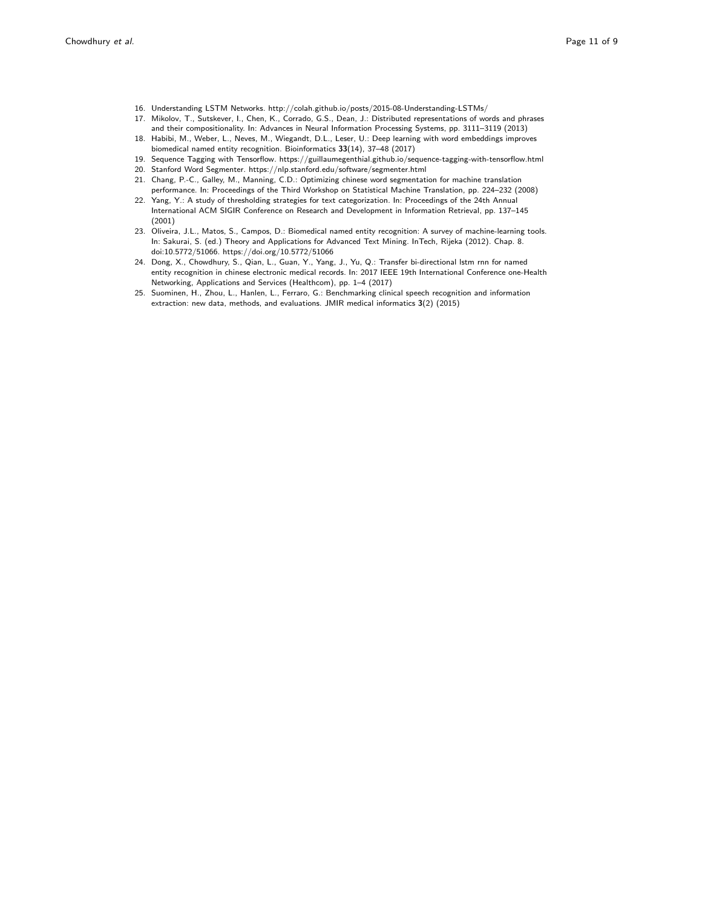16. Understanding LSTM Networks. http://colah.github.io/posts/2015-08-Understanding-LSTMs/
17. Mikolov, T., Sutskever, I., Chen, K., Corrado, G.S., Dean, J.: Distributed representations of words and phrases and their compositionality. In: Advances in Neural Information Processing Systems, pp. 3111–3119 (2013)
18. Habibi, M., Weber, L., Neves, M., Wiegandt, D.L., Leser, U.: Deep learning with word embeddings improves biomedical named entity recognition. Bioinformatics **33**(14), 37–48 (2017)
19. Sequence Tagging with Tensorflow. https://guillaumegenthial.github.io/sequence-tagging-with-tensorflow.html
20. Stanford Word Segmenter. https://nlp.stanford.edu/software/segmenter.html
21. Chang, P.-C., Galley, M., Manning, C.D.: Optimizing chinese word segmentation for machine translation performance. In: Proceedings of the Third Workshop on Statistical Machine Translation, pp. 224–232 (2008)
22. Yang, Y.: A study of thresholding strategies for text categorization. In: Proceedings of the 24th Annual International ACM SIGIR Conference on Research and Development in Information Retrieval, pp. 137–145 (2001)
23. Oliveira, J.L., Matos, S., Campos, D.: Biomedical named entity recognition: A survey of machine-learning tools. In: Sakurai, S. (ed.) Theory and Applications for Advanced Text Mining. InTech, Rijeka (2012). Chap. 8. doi:10.5772/51066. https://doi.org/10.5772/51066
24. Dong, X., Chowdhury, S., Qian, L., Guan, Y., Yang, J., Yu, Q.: Transfer bi-directional lstm rnn for named entity recognition in chinese electronic medical records. In: 2017 IEEE 19th International Conference one-Health Networking, Applications and Services (Healthcom), pp. 1–4 (2017)
25. Suominen, H., Zhou, L., Hanlen, L., Ferraro, G.: Benchmarking clinical speech recognition and information extraction: new data, methods, and evaluations. JMIR medical informatics **3**(2) (2015)